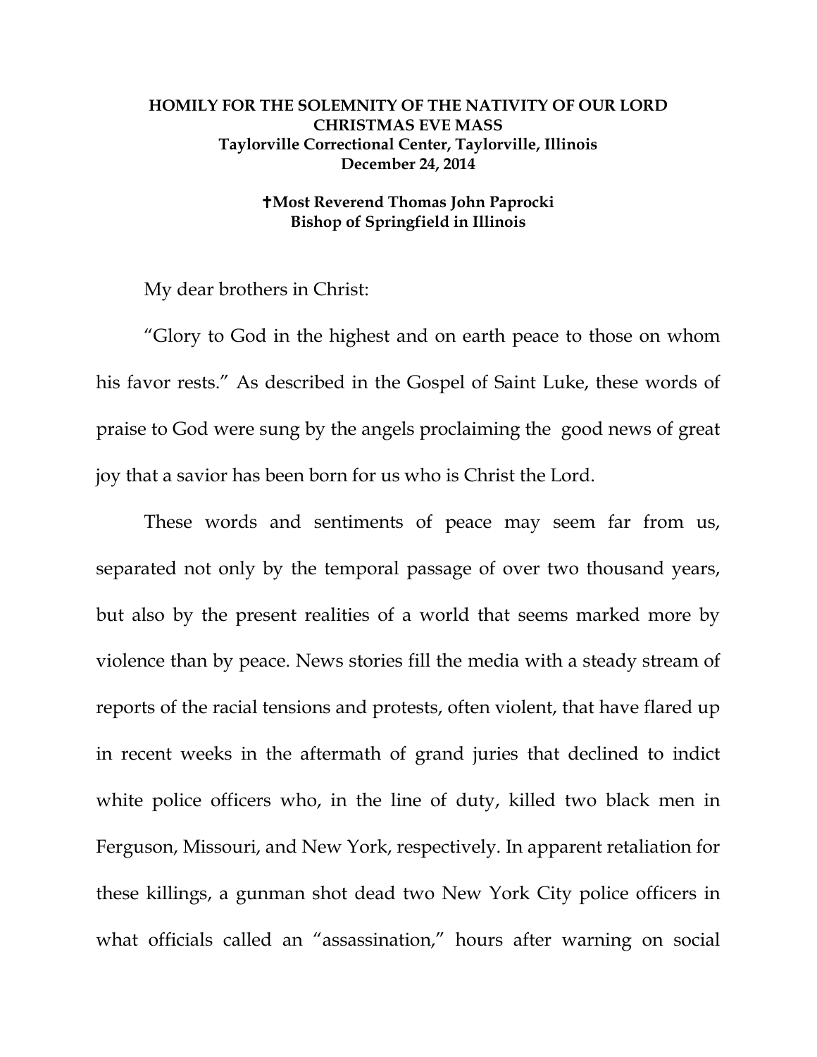**HOMILY FOR THE SOLEMNITY OF THE NATIVITY OF OUR LORD**
**CHRISTMAS EVE MASS**
**Taylorville Correctional Center, Taylorville, Illinois**
**December 24, 2014**

**✝Most Reverend Thomas John Paprocki**
**Bishop of Springfield in Illinois**

My dear brothers in Christ:

"Glory to God in the highest and on earth peace to those on whom his favor rests." As described in the Gospel of Saint Luke, these words of praise to God were sung by the angels proclaiming the good news of great joy that a savior has been born for us who is Christ the Lord.

These words and sentiments of peace may seem far from us, separated not only by the temporal passage of over two thousand years, but also by the present realities of a world that seems marked more by violence than by peace. News stories fill the media with a steady stream of reports of the racial tensions and protests, often violent, that have flared up in recent weeks in the aftermath of grand juries that declined to indict white police officers who, in the line of duty, killed two black men in Ferguson, Missouri, and New York, respectively. In apparent retaliation for these killings, a gunman shot dead two New York City police officers in what officials called an "assassination," hours after warning on social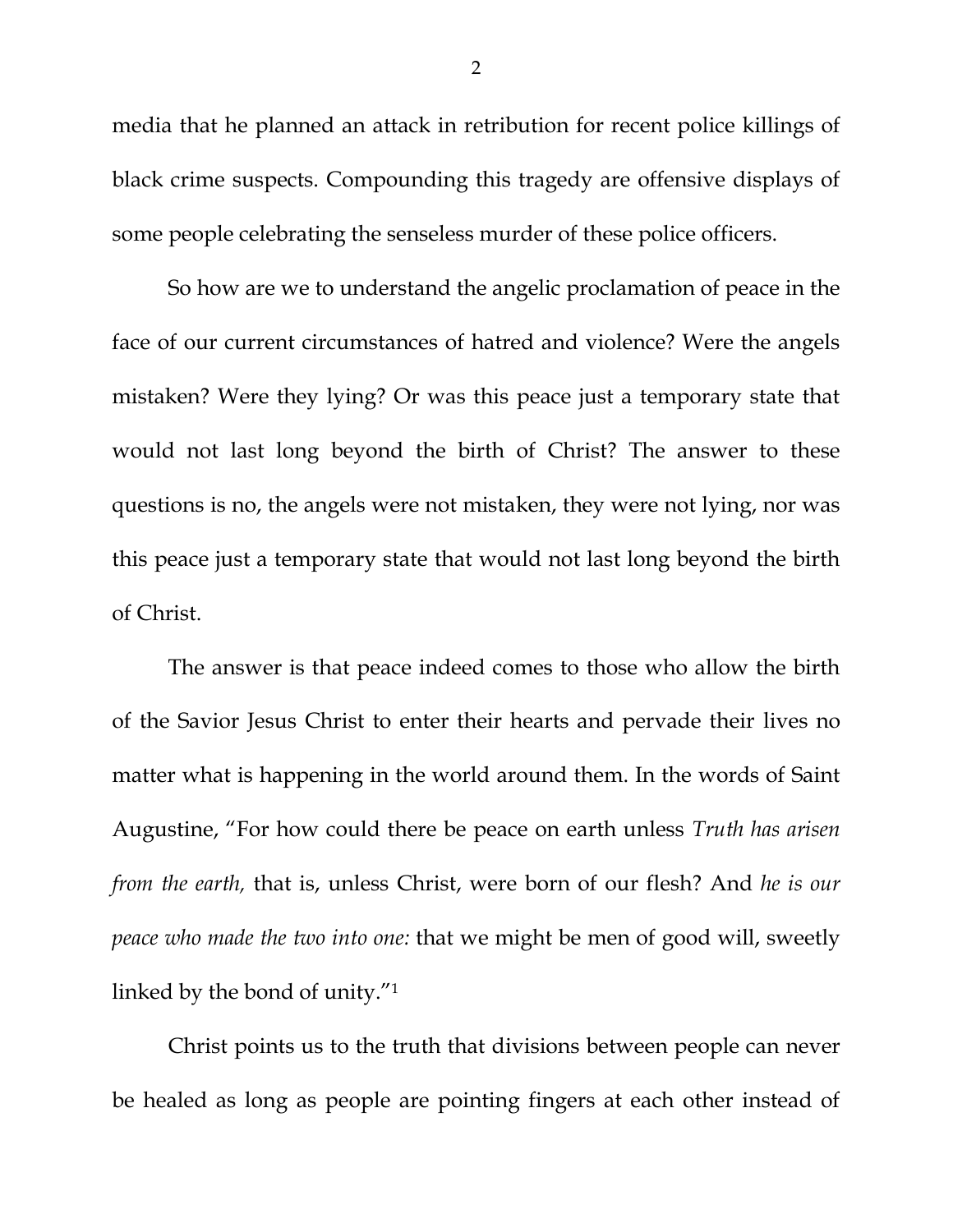media that he planned an attack in retribution for recent police killings of black crime suspects. Compounding this tragedy are offensive displays of some people celebrating the senseless murder of these police officers.

So how are we to understand the angelic proclamation of peace in the face of our current circumstances of hatred and violence? Were the angels mistaken? Were they lying? Or was this peace just a temporary state that would not last long beyond the birth of Christ? The answer to these questions is no, the angels were not mistaken, they were not lying, nor was this peace just a temporary state that would not last long beyond the birth of Christ.

The answer is that peace indeed comes to those who allow the birth of the Savior Jesus Christ to enter their hearts and pervade their lives no matter what is happening in the world around them. In the words of Saint Augustine, "For how could there be peace on earth unless *Truth has arisen from the earth,* that is, unless Christ, were born of our flesh? And *he is our peace who made the two into one:* that we might be men of good will, sweetly linked by the bond of unity."[1]

Christ points us to the truth that divisions between people can never be healed as long as people are pointing fingers at each other instead of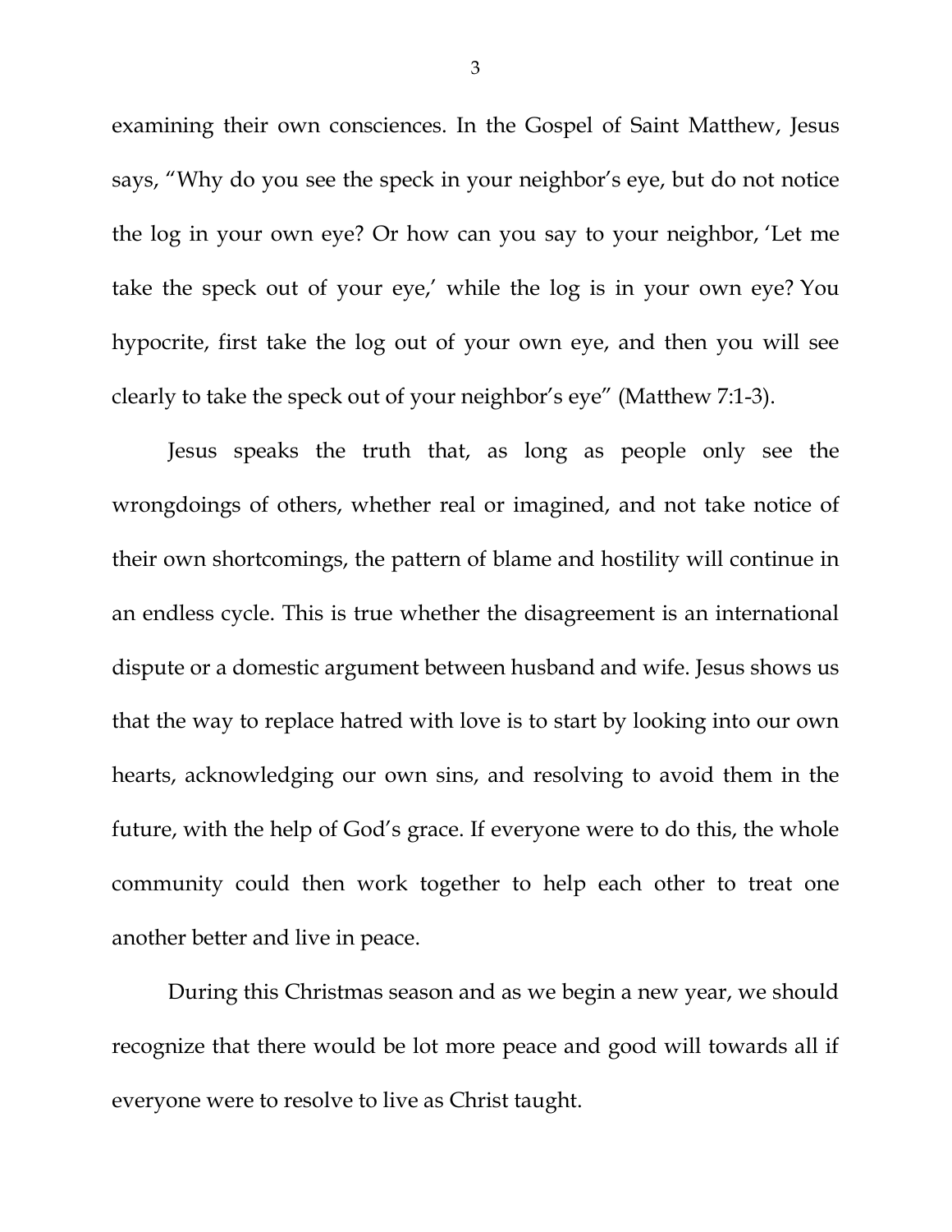examining their own consciences. In the Gospel of Saint Matthew, Jesus says, "Why do you see the speck in your neighbor's eye, but do not notice the log in your own eye? Or how can you say to your neighbor, 'Let me take the speck out of your eye,' while the log is in your own eye? You hypocrite, first take the log out of your own eye, and then you will see clearly to take the speck out of your neighbor's eye" (Matthew 7:1-3).

Jesus speaks the truth that, as long as people only see the wrongdoings of others, whether real or imagined, and not take notice of their own shortcomings, the pattern of blame and hostility will continue in an endless cycle. This is true whether the disagreement is an international dispute or a domestic argument between husband and wife. Jesus shows us that the way to replace hatred with love is to start by looking into our own hearts, acknowledging our own sins, and resolving to avoid them in the future, with the help of God's grace. If everyone were to do this, the whole community could then work together to help each other to treat one another better and live in peace.

During this Christmas season and as we begin a new year, we should recognize that there would be lot more peace and good will towards all if everyone were to resolve to live as Christ taught.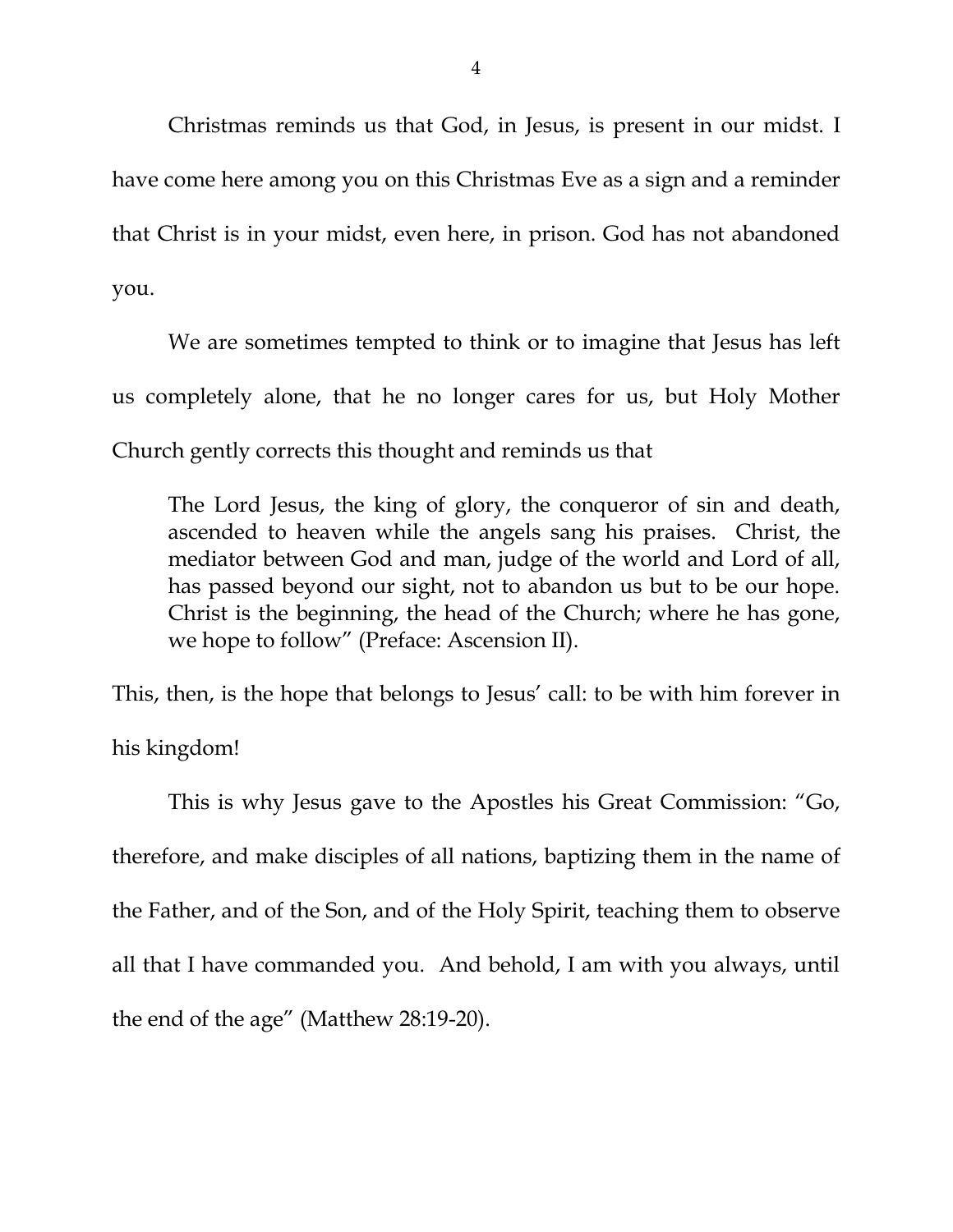Christmas reminds us that God, in Jesus, is present in our midst. I have come here among you on this Christmas Eve as a sign and a reminder that Christ is in your midst, even here, in prison. God has not abandoned you.

We are sometimes tempted to think or to imagine that Jesus has left us completely alone, that he no longer cares for us, but Holy Mother Church gently corrects this thought and reminds us that

> The Lord Jesus, the king of glory, the conqueror of sin and death, ascended to heaven while the angels sang his praises. Christ, the mediator between God and man, judge of the world and Lord of all, has passed beyond our sight, not to abandon us but to be our hope. Christ is the beginning, the head of the Church; where he has gone, we hope to follow" (Preface: Ascension II).

This, then, is the hope that belongs to Jesus' call: to be with him forever in his kingdom!

This is why Jesus gave to the Apostles his Great Commission: "Go, therefore, and make disciples of all nations, baptizing them in the name of the Father, and of the Son, and of the Holy Spirit, teaching them to observe all that I have commanded you. And behold, I am with you always, until the end of the age" (Matthew 28:19-20).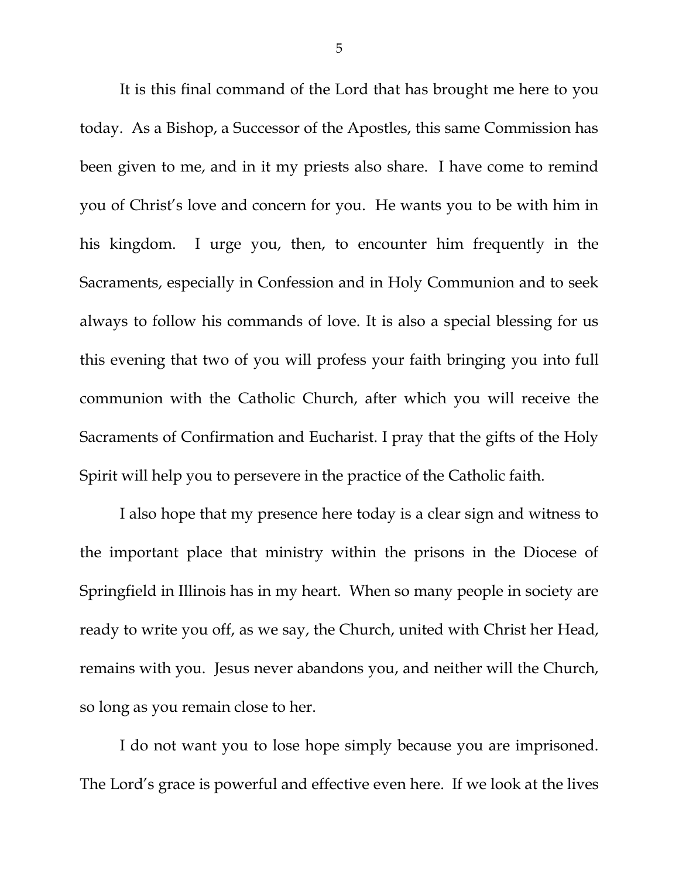It is this final command of the Lord that has brought me here to you today. As a Bishop, a Successor of the Apostles, this same Commission has been given to me, and in it my priests also share. I have come to remind you of Christ's love and concern for you. He wants you to be with him in his kingdom. I urge you, then, to encounter him frequently in the Sacraments, especially in Confession and in Holy Communion and to seek always to follow his commands of love. It is also a special blessing for us this evening that two of you will profess your faith bringing you into full communion with the Catholic Church, after which you will receive the Sacraments of Confirmation and Eucharist. I pray that the gifts of the Holy Spirit will help you to persevere in the practice of the Catholic faith.

I also hope that my presence here today is a clear sign and witness to the important place that ministry within the prisons in the Diocese of Springfield in Illinois has in my heart. When so many people in society are ready to write you off, as we say, the Church, united with Christ her Head, remains with you. Jesus never abandons you, and neither will the Church, so long as you remain close to her.

I do not want you to lose hope simply because you are imprisoned. The Lord's grace is powerful and effective even here. If we look at the lives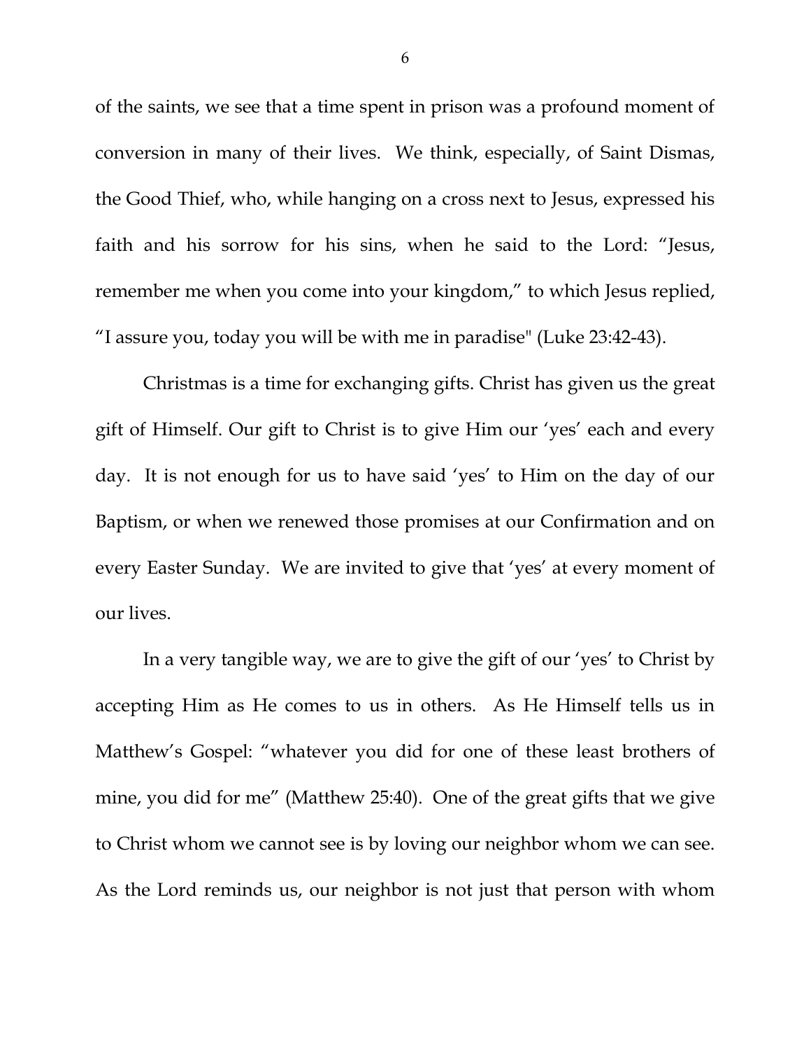of the saints, we see that a time spent in prison was a profound moment of conversion in many of their lives. We think, especially, of Saint Dismas, the Good Thief, who, while hanging on a cross next to Jesus, expressed his faith and his sorrow for his sins, when he said to the Lord: "Jesus, remember me when you come into your kingdom," to which Jesus replied, "I assure you, today you will be with me in paradise" (Luke 23:42-43).

Christmas is a time for exchanging gifts. Christ has given us the great gift of Himself. Our gift to Christ is to give Him our 'yes' each and every day. It is not enough for us to have said 'yes' to Him on the day of our Baptism, or when we renewed those promises at our Confirmation and on every Easter Sunday. We are invited to give that 'yes' at every moment of our lives.

In a very tangible way, we are to give the gift of our 'yes' to Christ by accepting Him as He comes to us in others. As He Himself tells us in Matthew's Gospel: "whatever you did for one of these least brothers of mine, you did for me" (Matthew 25:40). One of the great gifts that we give to Christ whom we cannot see is by loving our neighbor whom we can see. As the Lord reminds us, our neighbor is not just that person with whom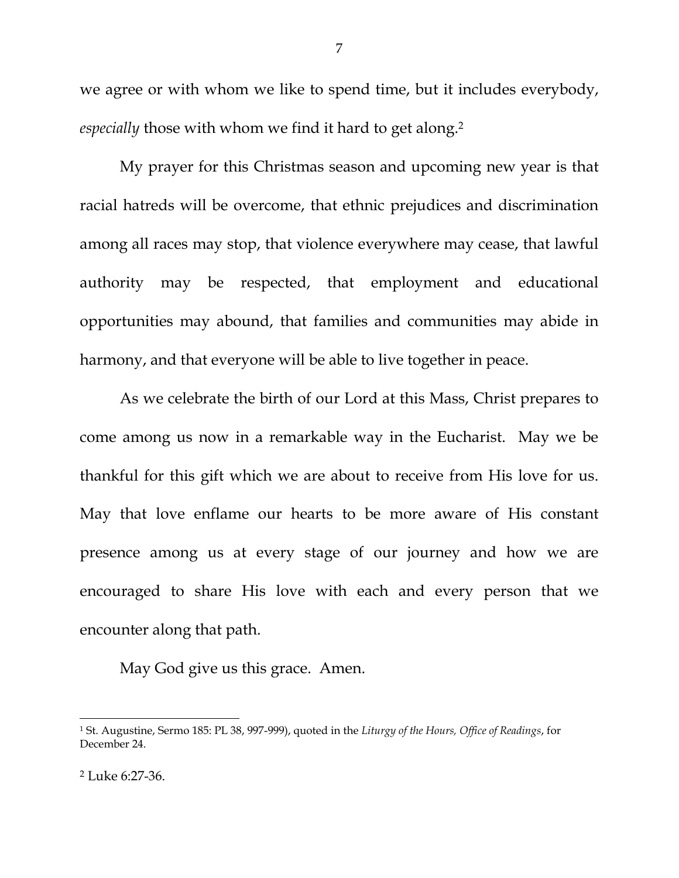we agree or with whom we like to spend time, but it includes everybody, *especially* those with whom we find it hard to get along.[2]

My prayer for this Christmas season and upcoming new year is that racial hatreds will be overcome, that ethnic prejudices and discrimination among all races may stop, that violence everywhere may cease, that lawful authority may be respected, that employment and educational opportunities may abound, that families and communities may abide in harmony, and that everyone will be able to live together in peace.

As we celebrate the birth of our Lord at this Mass, Christ prepares to come among us now in a remarkable way in the Eucharist. May we be thankful for this gift which we are about to receive from His love for us. May that love enflame our hearts to be more aware of His constant presence among us at every stage of our journey and how we are encouraged to share His love with each and every person that we encounter along that path.

May God give us this grace. Amen.

---

[1] St. Augustine, Sermo 185: PL 38, 997-999), quoted in the *Liturgy of the Hours, Office of Readings*, for December 24.

[2] Luke 6:27-36.